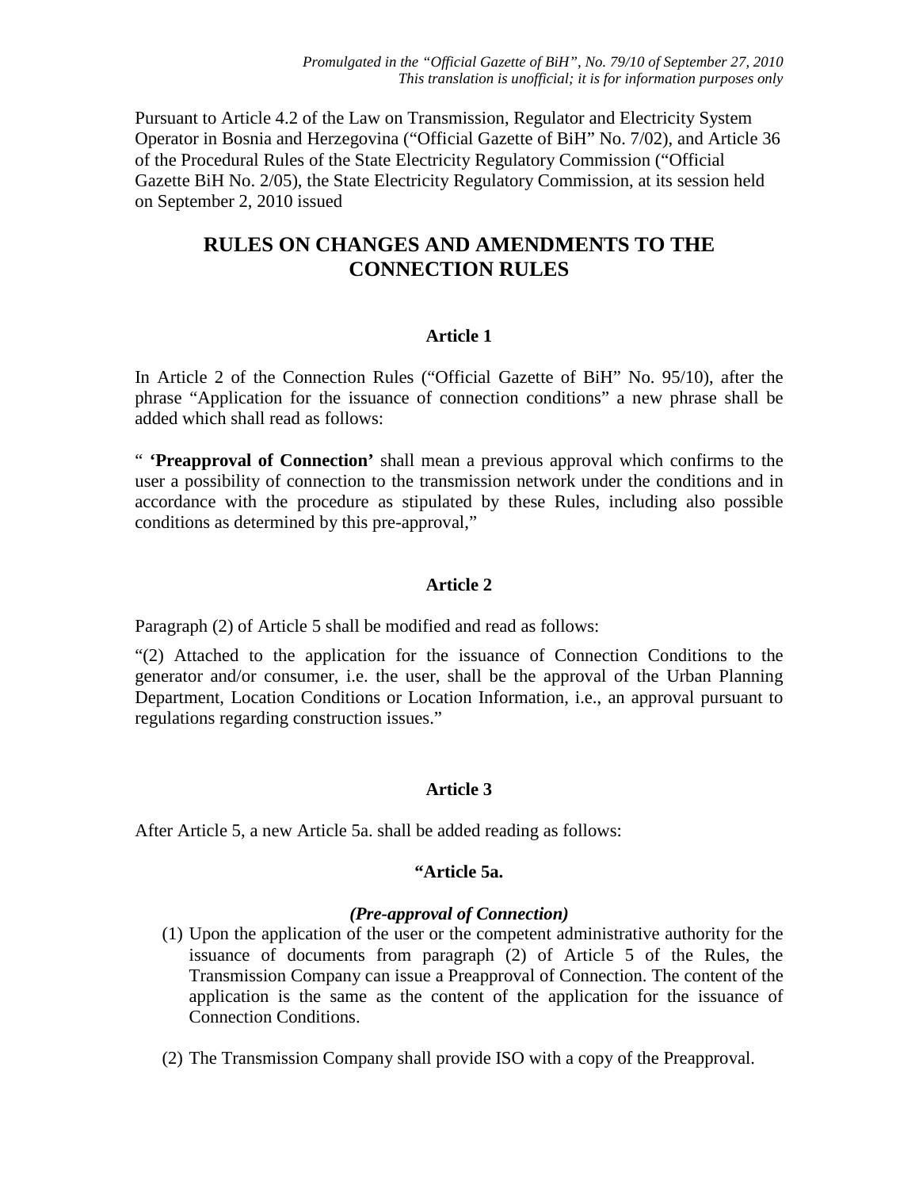*Promulgated in the "Official Gazette of BiH", No. 79/10 of September 27, 2010*
*This translation is unofficial; it is for information purposes only*

Pursuant to Article 4.2 of the Law on Transmission, Regulator and Electricity System Operator in Bosnia and Herzegovina ("Official Gazette of BiH" No. 7/02), and Article 36 of the Procedural Rules of the State Electricity Regulatory Commission ("Official Gazette BiH No. 2/05), the State Electricity Regulatory Commission, at its session held on September 2, 2010 issued

# RULES ON CHANGES AND AMENDMENTS TO THE CONNECTION RULES

### Article 1

In Article 2 of the Connection Rules ("Official Gazette of BiH" No. 95/10), after the phrase "Application for the issuance of connection conditions" a new phrase shall be added which shall read as follows:

" **'Preapproval of Connection'** shall mean a previous approval which confirms to the user a possibility of connection to the transmission network under the conditions and in accordance with the procedure as stipulated by these Rules, including also possible conditions as determined by this pre-approval,"

### Article 2

Paragraph (2) of Article 5 shall be modified and read as follows:

"(2) Attached to the application for the issuance of Connection Conditions to the generator and/or consumer, i.e. the user, shall be the approval of the Urban Planning Department, Location Conditions or Location Information, i.e., an approval pursuant to regulations regarding construction issues."

### Article 3

After Article 5, a new Article 5a. shall be added reading as follows:

### "Article 5a.

***(Pre-approval of Connection)***

(1) Upon the application of the user or the competent administrative authority for the issuance of documents from paragraph (2) of Article 5 of the Rules, the Transmission Company can issue a Preapproval of Connection. The content of the application is the same as the content of the application for the issuance of Connection Conditions.

(2) The Transmission Company shall provide ISO with a copy of the Preapproval.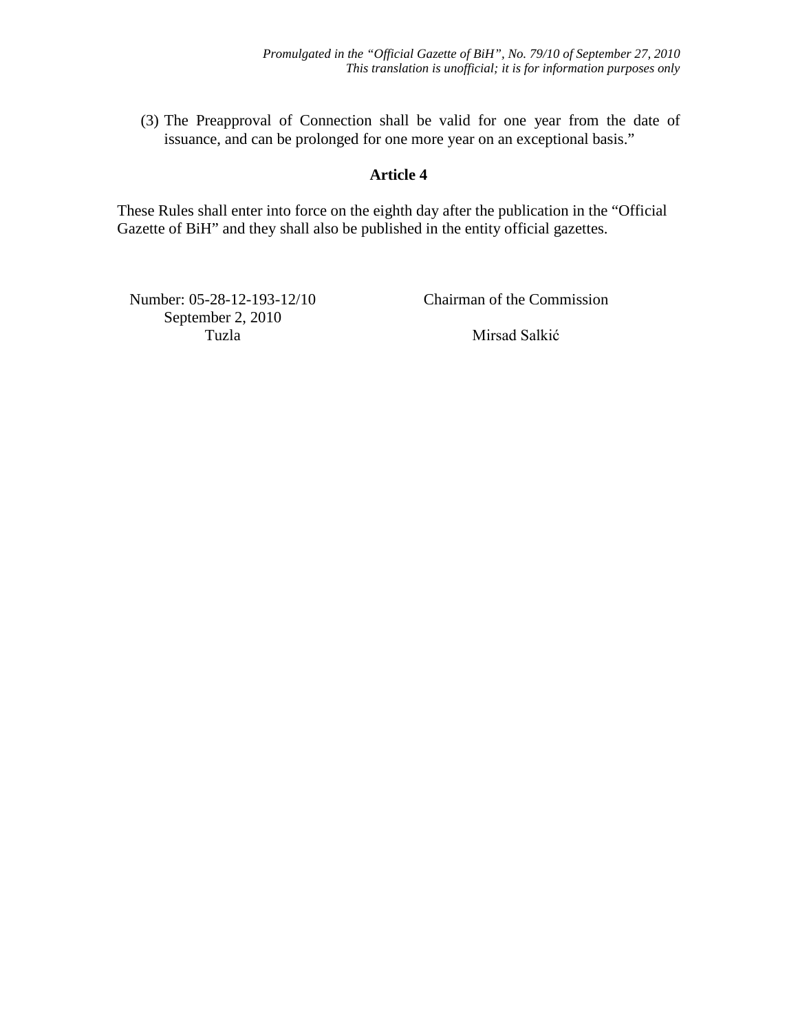(3) The Preapproval of Connection shall be valid for one year from the date of issuance, and can be prolonged for one more year on an exceptional basis."

### Article 4

These Rules shall enter into force on the eighth day after the publication in the "Official Gazette of BiH" and they shall also be published in the entity official gazettes.

Number: 05-28-12-193-12/10
September 2, 2010
Tuzla

Chairman of the Commission

Mirsad Salkić